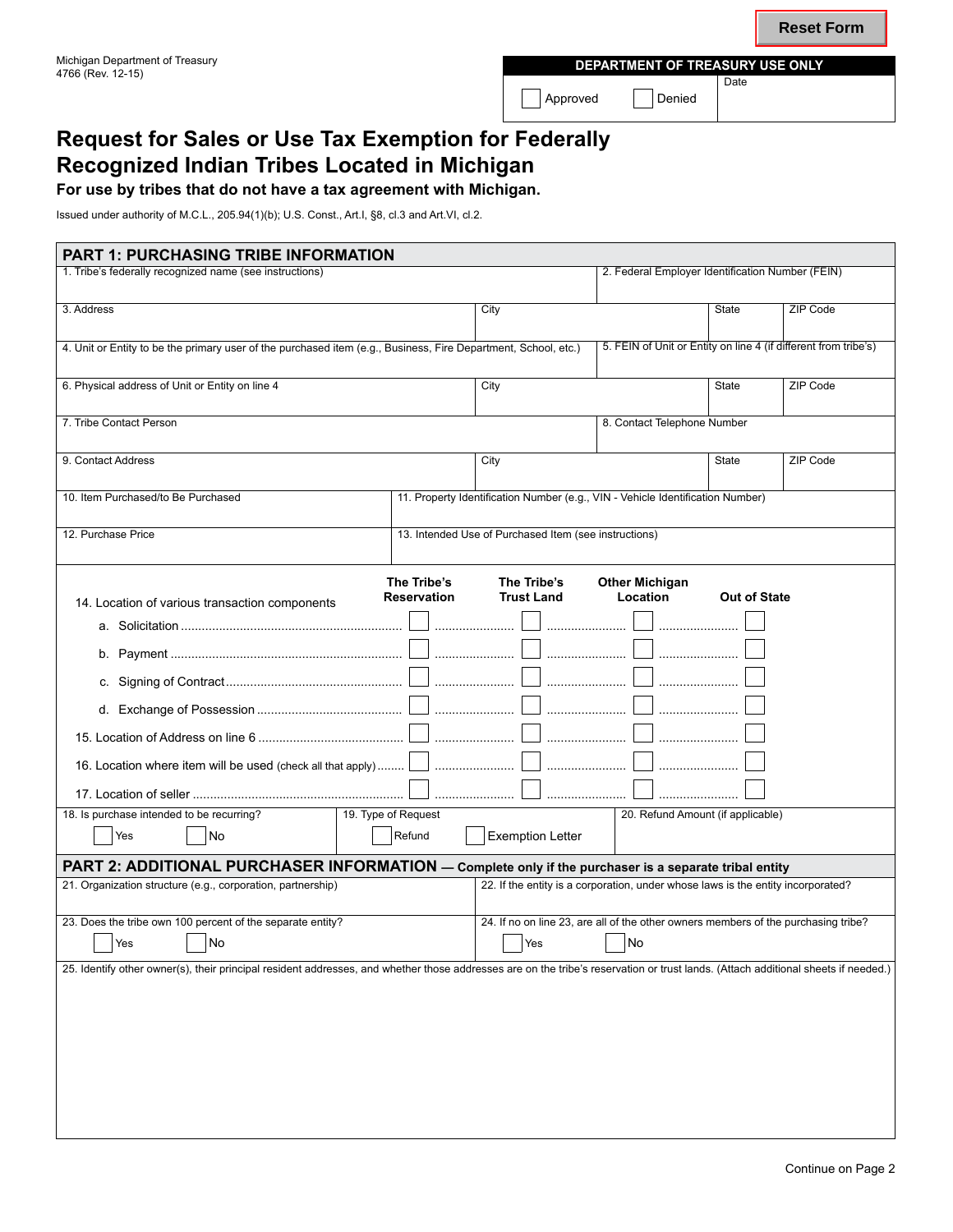Michigan Department of Treasury
4766 (Rev. 12-15)

| DEPARTMENT OF TREASURY USE ONLY | | |
|---|---|---|
| ☐ Approved | ☐ Denied | Date |

# Request for Sales or Use Tax Exemption for Federally Recognized Indian Tribes Located in Michigan

**For use by tribes that do not have a tax agreement with Michigan.**

Issued under authority of M.C.L., 205.94(1)(b); U.S. Const., Art.I, §8, cl.3 and Art.VI, cl.2.

## PART 1: PURCHASING TRIBE INFORMATION

| 1. Tribe's federally recognized name (see instructions) | | | 2. Federal Employer Identification Number (FEIN) |
|---|---|---|---|
| 3. Address | City | State | ZIP Code |
| 4. Unit or Entity to be the primary user of the purchased item (e.g., Business, Fire Department, School, etc.) | | | 5. FEIN of Unit or Entity on line 4 (if different from tribe's) |
| 6. Physical address of Unit or Entity on line 4 | City | State | ZIP Code |
| 7. Tribe Contact Person | | | 8. Contact Telephone Number |
| 9. Contact Address | City | State | ZIP Code |
| 10. Item Purchased/to Be Purchased | 11. Property Identification Number (e.g., VIN - Vehicle Identification Number) | | |
| 12. Purchase Price | 13. Intended Use of Purchased Item (see instructions) | | |

| 14. Location of various transaction components | The Tribe's Reservation | The Tribe's Trust Land | Other Michigan Location | Out of State |
|---|---|---|---|---|
| a. Solicitation | ☐ | ☐ | ☐ | ☐ |
| b. Payment | ☐ | ☐ | ☐ | ☐ |
| c. Signing of Contract | ☐ | ☐ | ☐ | ☐ |
| d. Exchange of Possession | ☐ | ☐ | ☐ | ☐ |
| 15. Location of Address on line 6 | ☐ | ☐ | ☐ | ☐ |
| 16. Location where item will be used (check all that apply) | ☐ | ☐ | ☐ | ☐ |
| 17. Location of seller | ☐ | ☐ | ☐ | ☐ |

| 18. Is purchase intended to be recurring? | 19. Type of Request | 20. Refund Amount (if applicable) |
|---|---|---|
| ☐ Yes ☐ No | ☐ Refund ☐ Exemption Letter | |

## PART 2: ADDITIONAL PURCHASER INFORMATION — Complete only if the purchaser is a separate tribal entity

| 21. Organization structure (e.g., corporation, partnership) | 22. If the entity is a corporation, under whose laws is the entity incorporated? |
|---|---|
| 23. Does the tribe own 100 percent of the separate entity? ☐ Yes ☐ No | 24. If no on line 23, are all of the other owners members of the purchasing tribe? ☐ Yes ☐ No |

25. Identify other owner(s), their principal resident addresses, and whether those addresses are on the tribe's reservation or trust lands. (Attach additional sheets if needed.)

Continue on Page 2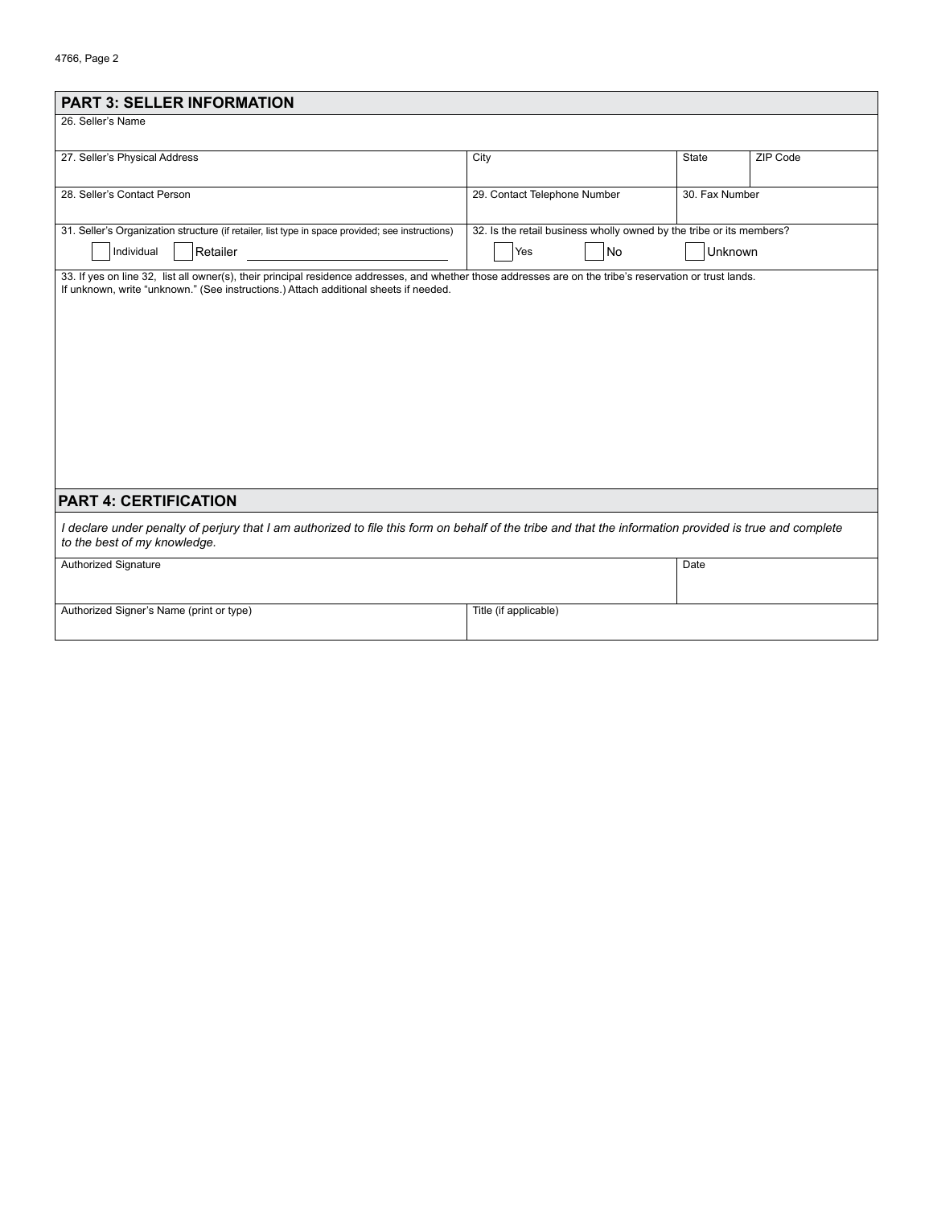## PART 3: SELLER INFORMATION

26. Seller's Name

| 27. Seller's Physical Address | City | State | ZIP Code |
|---|---|---|---|
| | | | |

| 28. Seller's Contact Person | 29. Contact Telephone Number | 30. Fax Number |
|---|---|---|
| | | |

| 31. Seller's Organization structure (if retailer, list type in space provided; see instructions) | 32. Is the retail business wholly owned by the tribe or its members? |
|---|---|
| ☐ Individual ☐ Retailer ____________________ | ☐ Yes ☐ No ☐ Unknown |

33. If yes on line 32, list all owner(s), their principal residence addresses, and whether those addresses are on the tribe's reservation or trust lands. If unknown, write "unknown." (See instructions.) Attach additional sheets if needed.

## PART 4: CERTIFICATION

*I declare under penalty of perjury that I am authorized to file this form on behalf of the tribe and that the information provided is true and complete to the best of my knowledge.*

| Authorized Signature | Date |
|---|---|
| | |

| Authorized Signer's Name (print or type) | Title (if applicable) |
|---|---|
| | |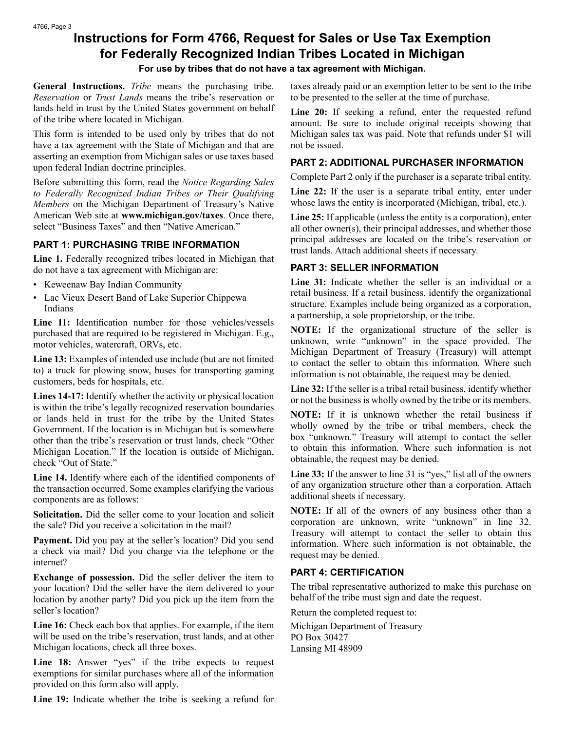# Instructions for Form 4766, Request for Sales or Use Tax Exemption for Federally Recognized Indian Tribes Located in Michigan

**For use by tribes that do not have a tax agreement with Michigan.**

**General Instructions.** *Tribe* means the purchasing tribe. *Reservation* or *Trust Lands* means the tribe's reservation or lands held in trust by the United States government on behalf of the tribe where located in Michigan.

This form is intended to be used only by tribes that do not have a tax agreement with the State of Michigan and that are asserting an exemption from Michigan sales or use taxes based upon federal Indian doctrine principles.

Before submitting this form, read the *Notice Regarding Sales to Federally Recognized Indian Tribes or Their Qualifying Members* on the Michigan Department of Treasury's Native American Web site at **www.michigan.gov/taxes**. Once there, select "Business Taxes" and then "Native American."

## PART 1: PURCHASING TRIBE INFORMATION

**Line 1.** Federally recognized tribes located in Michigan that do not have a tax agreement with Michigan are:

- Keweenaw Bay Indian Community
- Lac Vieux Desert Band of Lake Superior Chippewa Indians

**Line 11:** Identification number for those vehicles/vessels purchased that are required to be registered in Michigan. E.g., motor vehicles, watercraft, ORVs, etc.

**Line 13:** Examples of intended use include (but are not limited to) a truck for plowing snow, buses for transporting gaming customers, beds for hospitals, etc.

**Lines 14-17:** Identify whether the activity or physical location is within the tribe's legally recognized reservation boundaries or lands held in trust for the tribe by the United States Government. If the location is in Michigan but is somewhere other than the tribe's reservation or trust lands, check "Other Michigan Location." If the location is outside of Michigan, check "Out of State."

**Line 14.** Identify where each of the identified components of the transaction occurred. Some examples clarifying the various components are as follows:

**Solicitation.** Did the seller come to your location and solicit the sale? Did you receive a solicitation in the mail?

**Payment.** Did you pay at the seller's location? Did you send a check via mail? Did you charge via the telephone or the internet?

**Exchange of possession.** Did the seller deliver the item to your location? Did the seller have the item delivered to your location by another party? Did you pick up the item from the seller's location?

**Line 16:** Check each box that applies. For example, if the item will be used on the tribe's reservation, trust lands, and at other Michigan locations, check all three boxes.

**Line 18:** Answer "yes" if the tribe expects to request exemptions for similar purchases where all of the information provided on this form also will apply.

**Line 19:** Indicate whether the tribe is seeking a refund for taxes already paid or an exemption letter to be sent to the tribe to be presented to the seller at the time of purchase.

**Line 20:** If seeking a refund, enter the requested refund amount. Be sure to include original receipts showing that Michigan sales tax was paid. Note that refunds under $1 will not be issued.

## PART 2: ADDITIONAL PURCHASER INFORMATION

Complete Part 2 only if the purchaser is a separate tribal entity.

**Line 22:** If the user is a separate tribal entity, enter under whose laws the entity is incorporated (Michigan, tribal, etc.).

**Line 25:** If applicable (unless the entity is a corporation), enter all other owner(s), their principal addresses, and whether those principal addresses are located on the tribe's reservation or trust lands. Attach additional sheets if necessary.

## PART 3: SELLER INFORMATION

**Line 31:** Indicate whether the seller is an individual or a retail business. If a retail business, identify the organizational structure. Examples include being organized as a corporation, a partnership, a sole proprietorship, or the tribe.

**NOTE:** If the organizational structure of the seller is unknown, write "unknown" in the space provided. The Michigan Department of Treasury (Treasury) will attempt to contact the seller to obtain this information. Where such information is not obtainable, the request may be denied.

**Line 32:** If the seller is a tribal retail business, identify whether or not the business is wholly owned by the tribe or its members.

**NOTE:** If it is unknown whether the retail business if wholly owned by the tribe or tribal members, check the box "unknown." Treasury will attempt to contact the seller to obtain this information. Where such information is not obtainable, the request may be denied.

**Line 33:** If the answer to line 31 is "yes," list all of the owners of any organization structure other than a corporation. Attach additional sheets if necessary.

**NOTE:** If all of the owners of any business other than a corporation are unknown, write "unknown" in line 32. Treasury will attempt to contact the seller to obtain this information. Where such information is not obtainable, the request may be denied.

## PART 4: CERTIFICATION

The tribal representative authorized to make this purchase on behalf of the tribe must sign and date the request.

Return the completed request to:

Michigan Department of Treasury
PO Box 30427
Lansing MI 48909